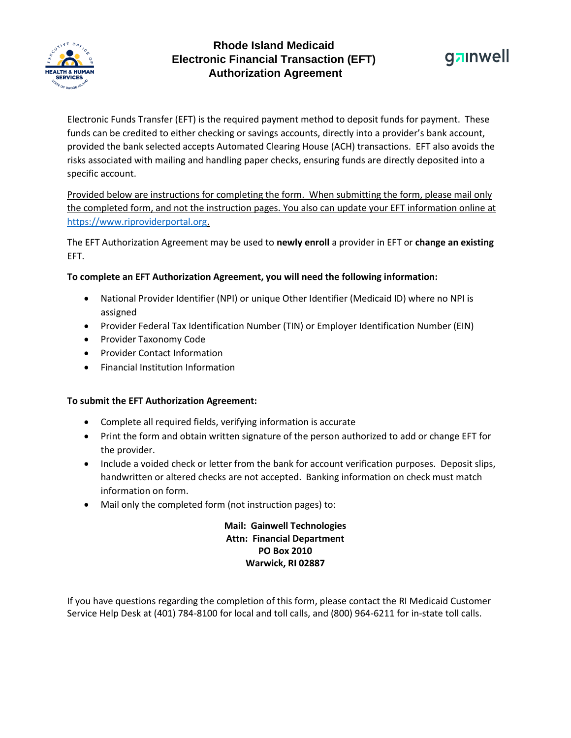# Rhode Island Medicaid Electronic Financial Transaction (EFT) Authorization Agreement

Electronic Funds Transfer (EFT) is the required payment method to deposit funds for payment. These funds can be credited to either checking or savings accounts, directly into a provider's bank account, provided the bank selected accepts Automated Clearing House (ACH) transactions. EFT also avoids the risks associated with mailing and handling paper checks, ensuring funds are directly deposited into a specific account.

Provided below are instructions for completing the form. When submitting the form, please mail only the completed form, and not the instruction pages. You also can update your EFT information online at https://www.riproviderportal.org.

The EFT Authorization Agreement may be used to **newly enroll** a provider in EFT or **change an existing** EFT.

**To complete an EFT Authorization Agreement, you will need the following information:**

- National Provider Identifier (NPI) or unique Other Identifier (Medicaid ID) where no NPI is assigned
- Provider Federal Tax Identification Number (TIN) or Employer Identification Number (EIN)
- Provider Taxonomy Code
- Provider Contact Information
- Financial Institution Information

**To submit the EFT Authorization Agreement:**

- Complete all required fields, verifying information is accurate
- Print the form and obtain written signature of the person authorized to add or change EFT for the provider.
- Include a voided check or letter from the bank for account verification purposes. Deposit slips, handwritten or altered checks are not accepted. Banking information on check must match information on form.
- Mail only the completed form (not instruction pages) to:

**Mail: Gainwell Technologies**
**Attn: Financial Department**
**PO Box 2010**
**Warwick, RI 02887**

If you have questions regarding the completion of this form, please contact the RI Medicaid Customer Service Help Desk at (401) 784-8100 for local and toll calls, and (800) 964-6211 for in-state toll calls.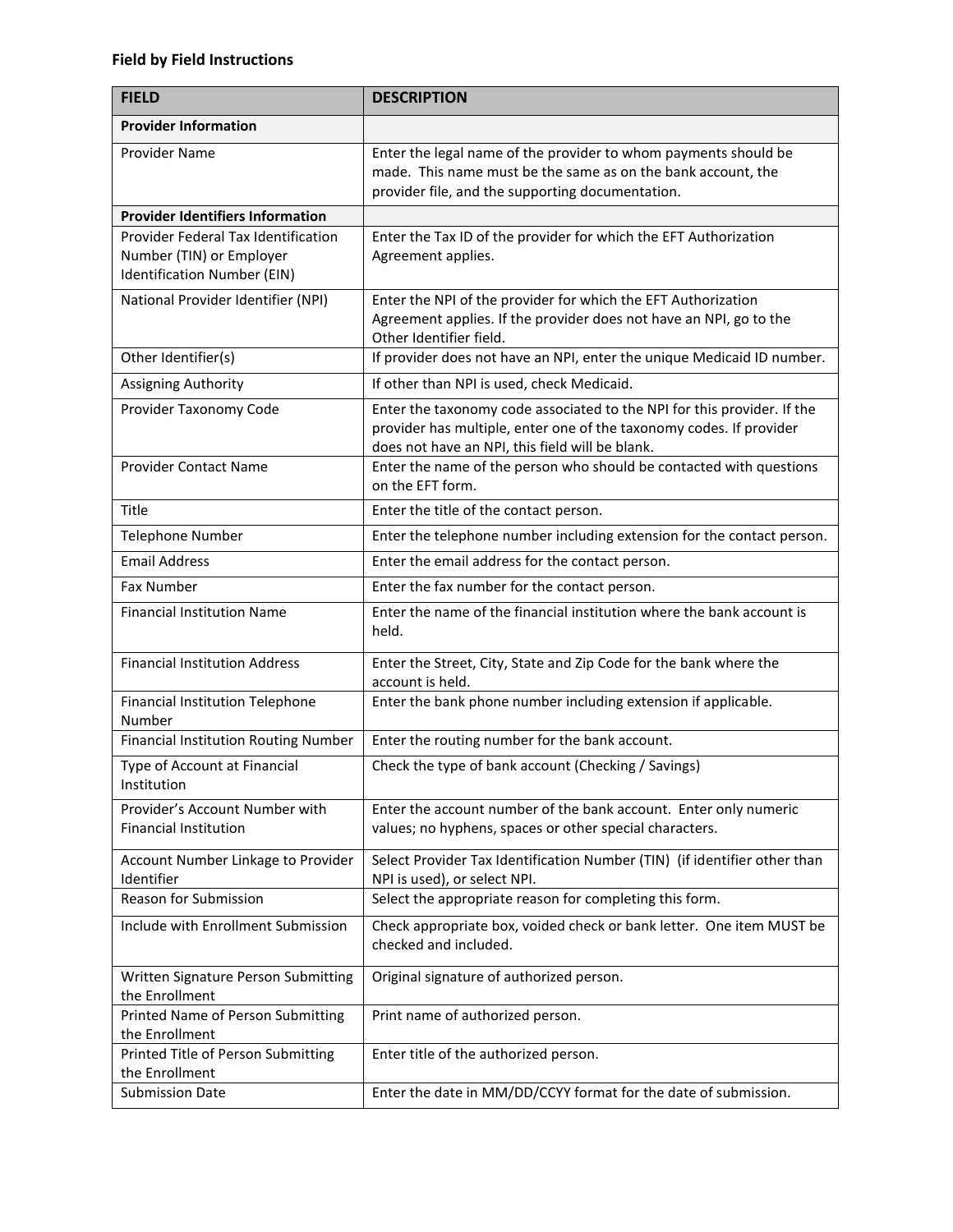## Field by Field Instructions

| FIELD | DESCRIPTION |
|---|---|
| **Provider Information** | |
| Provider Name | Enter the legal name of the provider to whom payments should be made. This name must be the same as on the bank account, the provider file, and the supporting documentation. |
| **Provider Identifiers Information** | |
| Provider Federal Tax Identification Number (TIN) or Employer Identification Number (EIN) | Enter the Tax ID of the provider for which the EFT Authorization Agreement applies. |
| National Provider Identifier (NPI) | Enter the NPI of the provider for which the EFT Authorization Agreement applies. If the provider does not have an NPI, go to the Other Identifier field. |
| Other Identifier(s) | If provider does not have an NPI, enter the unique Medicaid ID number. |
| Assigning Authority | If other than NPI is used, check Medicaid. |
| Provider Taxonomy Code | Enter the taxonomy code associated to the NPI for this provider. If the provider has multiple, enter one of the taxonomy codes. If provider does not have an NPI, this field will be blank. |
| Provider Contact Name | Enter the name of the person who should be contacted with questions on the EFT form. |
| Title | Enter the title of the contact person. |
| Telephone Number | Enter the telephone number including extension for the contact person. |
| Email Address | Enter the email address for the contact person. |
| Fax Number | Enter the fax number for the contact person. |
| Financial Institution Name | Enter the name of the financial institution where the bank account is held. |
| Financial Institution Address | Enter the Street, City, State and Zip Code for the bank where the account is held. |
| Financial Institution Telephone Number | Enter the bank phone number including extension if applicable. |
| Financial Institution Routing Number | Enter the routing number for the bank account. |
| Type of Account at Financial Institution | Check the type of bank account (Checking / Savings) |
| Provider's Account Number with Financial Institution | Enter the account number of the bank account. Enter only numeric values; no hyphens, spaces or other special characters. |
| Account Number Linkage to Provider Identifier | Select Provider Tax Identification Number (TIN) (if identifier other than NPI is used), or select NPI. |
| Reason for Submission | Select the appropriate reason for completing this form. |
| Include with Enrollment Submission | Check appropriate box, voided check or bank letter. One item MUST be checked and included. |
| Written Signature Person Submitting the Enrollment | Original signature of authorized person. |
| Printed Name of Person Submitting the Enrollment | Print name of authorized person. |
| Printed Title of Person Submitting the Enrollment | Enter title of the authorized person. |
| Submission Date | Enter the date in MM/DD/CCYY format for the date of submission. |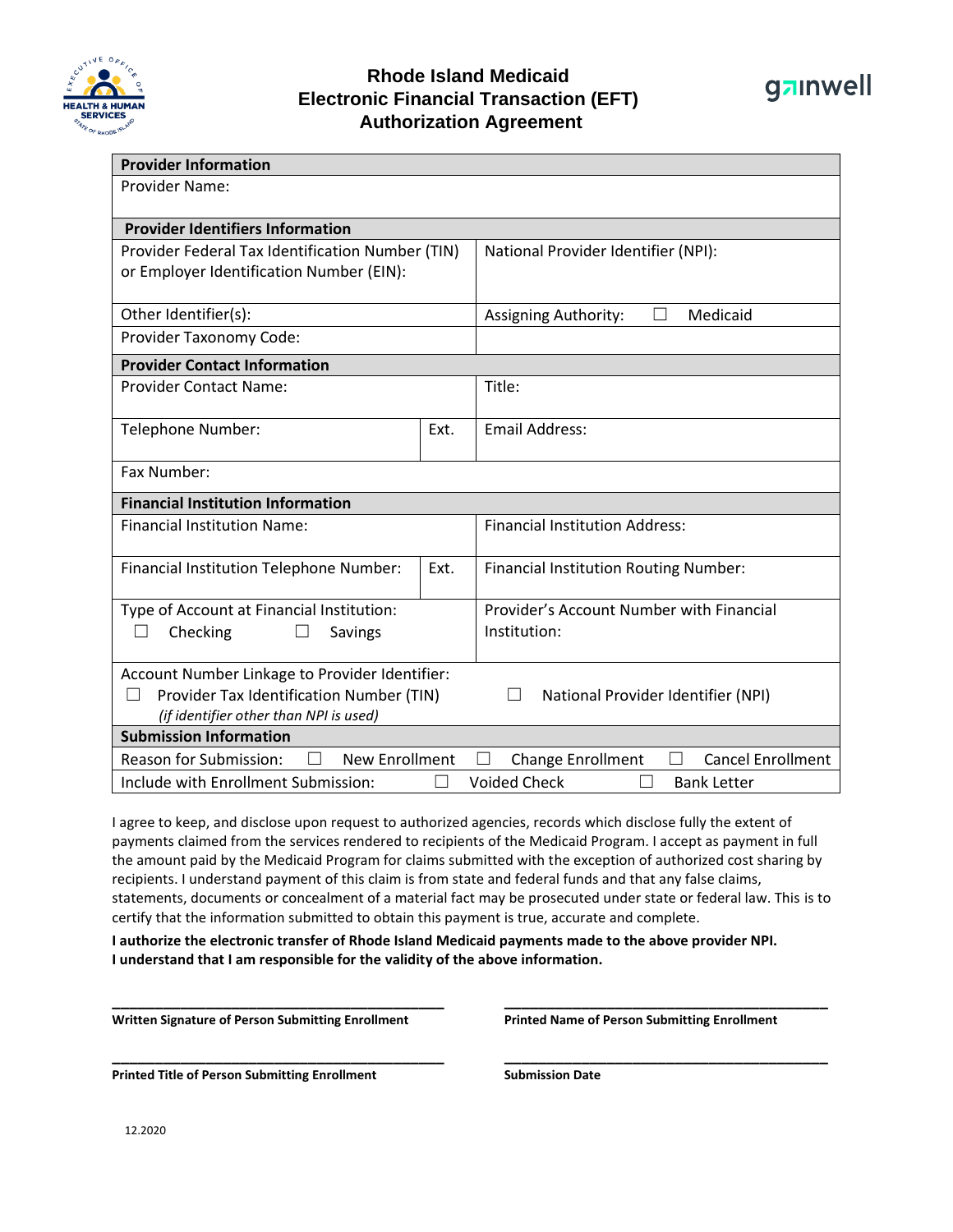# Rhode Island Medicaid Electronic Financial Transaction (EFT) Authorization Agreement

| | | | |
|---|---|---|---|
| **Provider Information** | | | |
| Provider Name: | | | |
| **Provider Identifiers Information** | | | |
| Provider Federal Tax Identification Number (TIN) or Employer Identification Number (EIN): | | National Provider Identifier (NPI): | |
| Other Identifier(s): | | Assigning Authority: ☐ Medicaid | |
| Provider Taxonomy Code: | | | |
| **Provider Contact Information** | | | |
| Provider Contact Name: | | Title: | |
| Telephone Number: | Ext. | Email Address: | |
| Fax Number: | | | |
| **Financial Institution Information** | | | |
| Financial Institution Name: | | Financial Institution Address: | |
| Financial Institution Telephone Number: | Ext. | Financial Institution Routing Number: | |
| Type of Account at Financial Institution: ☐ Checking ☐ Savings | | Provider's Account Number with Financial Institution: | |
| Account Number Linkage to Provider Identifier: ☐ Provider Tax Identification Number (TIN) *(if identifier other than NPI is used)* | | ☐ National Provider Identifier (NPI) | |
| **Submission Information** | | | |
| Reason for Submission: ☐ New Enrollment | | ☐ Change Enrollment | ☐ Cancel Enrollment |
| Include with Enrollment Submission: | | ☐ Voided Check | ☐ Bank Letter |

I agree to keep, and disclose upon request to authorized agencies, records which disclose fully the extent of payments claimed from the services rendered to recipients of the Medicaid Program. I accept as payment in full the amount paid by the Medicaid Program for claims submitted with the exception of authorized cost sharing by recipients. I understand payment of this claim is from state and federal funds and that any false claims, statements, documents or concealment of a material fact may be prosecuted under state or federal law. This is to certify that the information submitted to obtain this payment is true, accurate and complete.

**I authorize the electronic transfer of Rhode Island Medicaid payments made to the above provider NPI.**
**I understand that I am responsible for the validity of the above information.**

\_\_\_\_\_\_\_\_\_\_\_\_\_\_\_\_\_\_\_\_\_\_\_\_\_\_\_\_\_\_\_\_\_\_\_\_\_\_\_\_
**Written Signature of Person Submitting Enrollment**

\_\_\_\_\_\_\_\_\_\_\_\_\_\_\_\_\_\_\_\_\_\_\_\_\_\_\_\_\_\_\_\_\_\_\_\_\_\_\_\_
**Printed Name of Person Submitting Enrollment**

\_\_\_\_\_\_\_\_\_\_\_\_\_\_\_\_\_\_\_\_\_\_\_\_\_\_\_\_\_\_\_\_\_\_\_\_\_\_\_\_
**Printed Title of Person Submitting Enrollment**

\_\_\_\_\_\_\_\_\_\_\_\_\_\_\_\_\_\_\_\_\_\_\_\_\_\_\_\_\_\_\_\_\_\_\_\_\_\_\_\_
**Submission Date**

12.2020